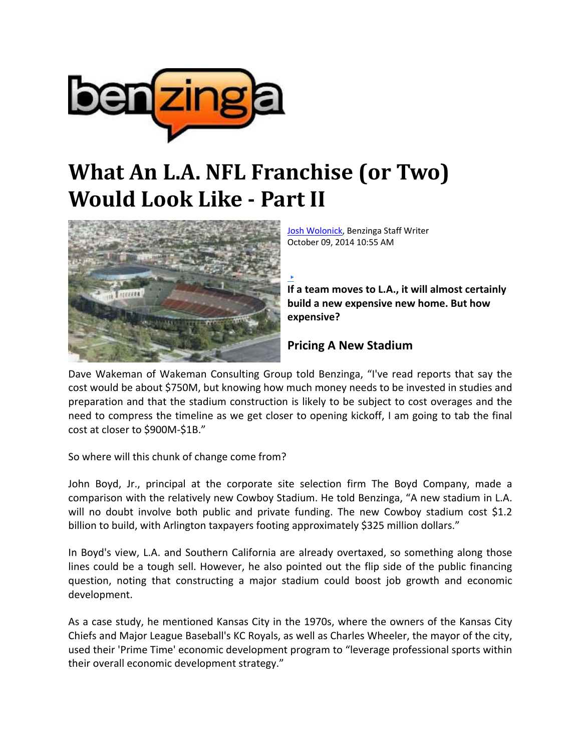# What An L.A. NFL Franchise (or Two) Would Look Like - Part II

Josh Wolonick, Benzinga Staff Writer
October 09, 2014 10:55 AM

**If a team moves to L.A., it will almost certainly build a new expensive new home. But how expensive?**

## Pricing A New Stadium

Dave Wakeman of Wakeman Consulting Group told Benzinga, "I've read reports that say the cost would be about $750M, but knowing how much money needs to be invested in studies and preparation and that the stadium construction is likely to be subject to cost overages and the need to compress the timeline as we get closer to opening kickoff, I am going to tab the final cost at closer to $900M-$1B."

So where will this chunk of change come from?

John Boyd, Jr., principal at the corporate site selection firm The Boyd Company, made a comparison with the relatively new Cowboy Stadium. He told Benzinga, "A new stadium in L.A. will no doubt involve both public and private funding. The new Cowboy stadium cost $1.2 billion to build, with Arlington taxpayers footing approximately $325 million dollars."

In Boyd's view, L.A. and Southern California are already overtaxed, so something along those lines could be a tough sell. However, he also pointed out the flip side of the public financing question, noting that constructing a major stadium could boost job growth and economic development.

As a case study, he mentioned Kansas City in the 1970s, where the owners of the Kansas City Chiefs and Major League Baseball's KC Royals, as well as Charles Wheeler, the mayor of the city, used their 'Prime Time' economic development program to "leverage professional sports within their overall economic development strategy."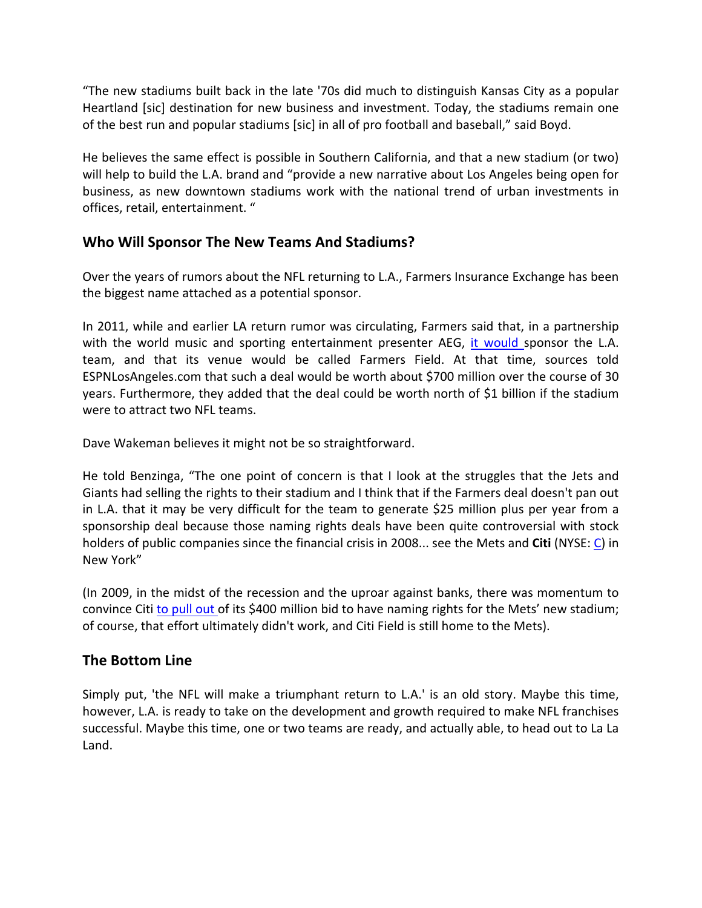“The new stadiums built back in the late '70s did much to distinguish Kansas City as a popular Heartland [sic] destination for new business and investment. Today, the stadiums remain one of the best run and popular stadiums [sic] in all of pro football and baseball,” said Boyd.

He believes the same effect is possible in Southern California, and that a new stadium (or two) will help to build the L.A. brand and “provide a new narrative about Los Angeles being open for business, as new downtown stadiums work with the national trend of urban investments in offices, retail, entertainment. “

## Who Will Sponsor The New Teams And Stadiums?

Over the years of rumors about the NFL returning to L.A., Farmers Insurance Exchange has been the biggest name attached as a potential sponsor.

In 2011, while and earlier LA return rumor was circulating, Farmers said that, in a partnership with the world music and sporting entertainment presenter AEG, it would sponsor the L.A. team, and that its venue would be called Farmers Field. At that time, sources told ESPNLosAngeles.com that such a deal would be worth about $700 million over the course of 30 years. Furthermore, they added that the deal could be worth north of $1 billion if the stadium were to attract two NFL teams.

Dave Wakeman believes it might not be so straightforward.

He told Benzinga, “The one point of concern is that I look at the struggles that the Jets and Giants had selling the rights to their stadium and I think that if the Farmers deal doesn't pan out in L.A. that it may be very difficult for the team to generate $25 million plus per year from a sponsorship deal because those naming rights deals have been quite controversial with stock holders of public companies since the financial crisis in 2008... see the Mets and **Citi** (NYSE: C) in New York”

(In 2009, in the midst of the recession and the uproar against banks, there was momentum to convince Citi to pull out of its $400 million bid to have naming rights for the Mets' new stadium; of course, that effort ultimately didn't work, and Citi Field is still home to the Mets).

## The Bottom Line

Simply put, 'the NFL will make a triumphant return to L.A.' is an old story. Maybe this time, however, L.A. is ready to take on the development and growth required to make NFL franchises successful. Maybe this time, one or two teams are ready, and actually able, to head out to La La Land.